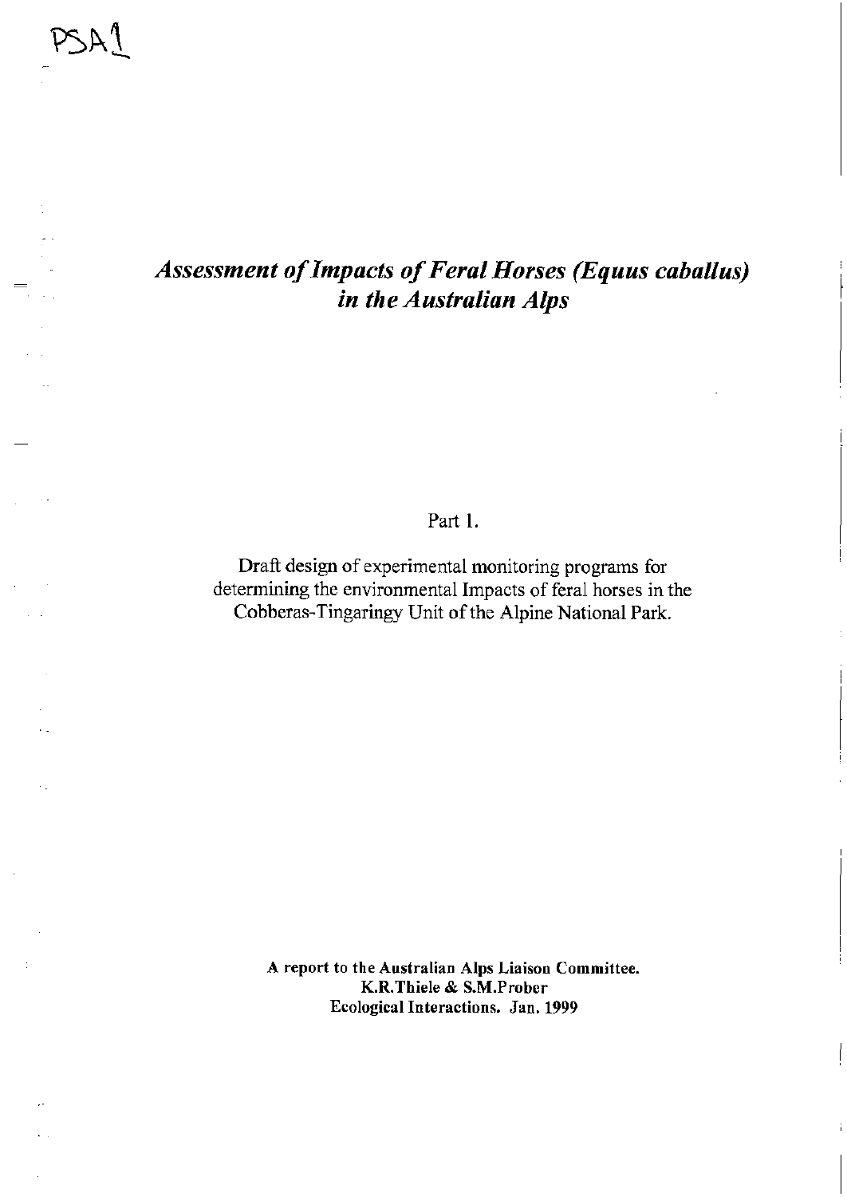PSA1

# *Assessment of Impacts of Feral Horses (Equus caballus) in the Australian Alps*

Part 1.

Draft design of experimental monitoring programs for determining the environmental Impacts of feral horses in the Cobberas-Tingaringy Unit of the Alpine National Park.

**A report to the Australian Alps Liaison Committee.**
**K.R.Thiele & S.M.Prober**
**Ecological Interactions. Jan. 1999**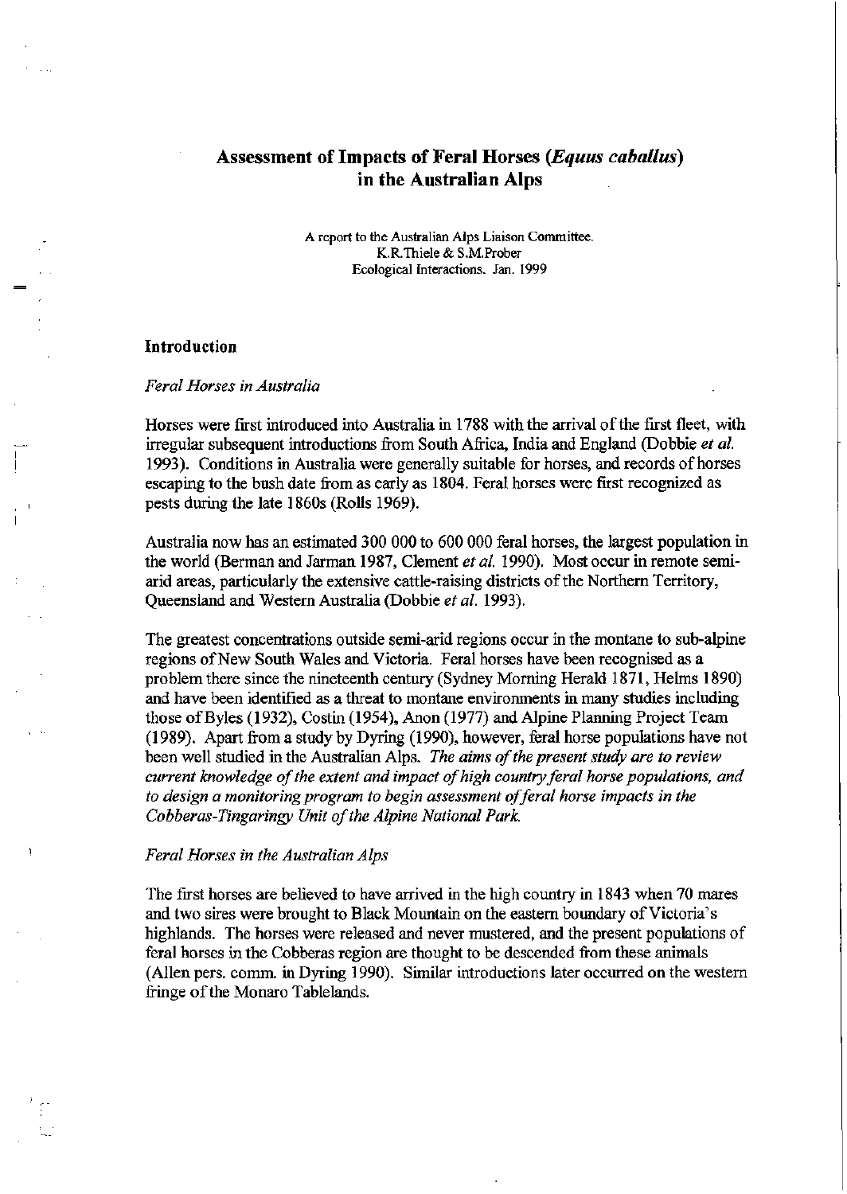# Assessment of Impacts of Feral Horses (*Equus caballus*) in the Australian Alps

A report to the Australian Alps Liaison Committee.
K.R.Thiele & S.M.Prober
Ecological Interactions. Jan. 1999

## Introduction

### *Feral Horses in Australia*

Horses were first introduced into Australia in 1788 with the arrival of the first fleet, with irregular subsequent introductions from South Africa, India and England (Dobbie *et al.* 1993). Conditions in Australia were generally suitable for horses, and records of horses escaping to the bush date from as early as 1804. Feral horses were first recognized as pests during the late 1860s (Rolls 1969).

Australia now has an estimated 300 000 to 600 000 feral horses, the largest population in the world (Berman and Jarman 1987, Clement *et al.* 1990). Most occur in remote semi-arid areas, particularly the extensive cattle-raising districts of the Northern Territory, Queensland and Western Australia (Dobbie *et al.* 1993).

The greatest concentrations outside semi-arid regions occur in the montane to sub-alpine regions of New South Wales and Victoria. Feral horses have been recognised as a problem there since the nineteenth century (Sydney Morning Herald 1871, Helms 1890) and have been identified as a threat to montane environments in many studies including those of Byles (1932), Costin (1954), Anon (1977) and Alpine Planning Project Team (1989). Apart from a study by Dyring (1990), however, feral horse populations have not been well studied in the Australian Alps. *The aims of the present study are to review current knowledge of the extent and impact of high country feral horse populations, and to design a monitoring program to begin assessment of feral horse impacts in the Cobberas-Tingaringy Unit of the Alpine National Park.*

### *Feral Horses in the Australian Alps*

The first horses are believed to have arrived in the high country in 1843 when 70 mares and two sires were brought to Black Mountain on the eastern boundary of Victoria's highlands. The horses were released and never mustered, and the present populations of feral horses in the Cobberas region are thought to be descended from these animals (Allen pers. comm. in Dyring 1990). Similar introductions later occurred on the western fringe of the Monaro Tablelands.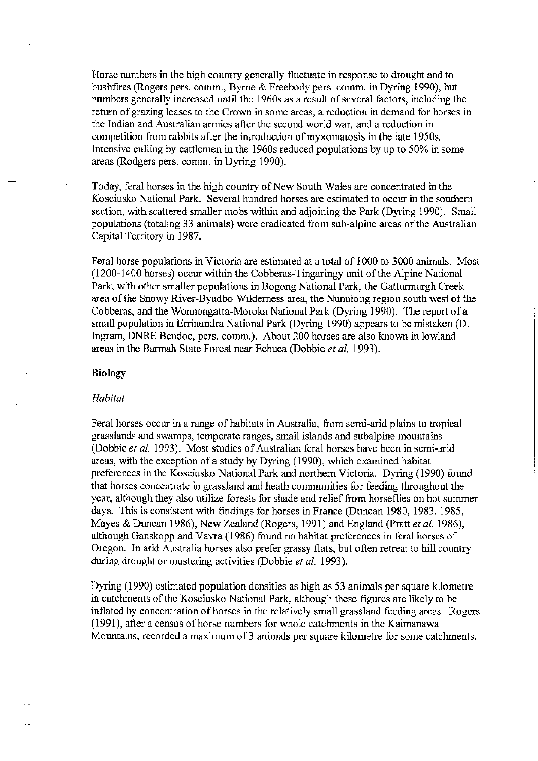Horse numbers in the high country generally fluctuate in response to drought and to bushfires (Rogers pers. comm., Byrne & Freebody pers. comm. in Dyring 1990), but numbers generally increased until the 1960s as a result of several factors, including the return of grazing leases to the Crown in some areas, a reduction in demand for horses in the Indian and Australian armies after the second world war, and a reduction in competition from rabbits after the introduction of myxomatosis in the late 1950s. Intensive culling by cattlemen in the 1960s reduced populations by up to 50% in some areas (Rodgers pers. comm. in Dyring 1990).

Today, feral horses in the high country of New South Wales are concentrated in the Kosciusko National Park. Several hundred horses are estimated to occur in the southern section, with scattered smaller mobs within and adjoining the Park (Dyring 1990). Small populations (totaling 33 animals) were eradicated from sub-alpine areas of the Australian Capital Territory in 1987.

Feral horse populations in Victoria are estimated at a total of 1000 to 3000 animals. Most (1200-1400 horses) occur within the Cobberas-Tingaringy unit of the Alpine National Park, with other smaller populations in Bogong National Park, the Gatturmurgh Creek area of the Snowy River-Byadbo Wilderness area, the Nunniong region south west of the Cobberas, and the Wonnongatta-Moroka National Park (Dyring 1990). The report of a small population in Errinundra National Park (Dyring 1990) appears to be mistaken (D. Ingram, DNRE Bendoc, pers. comm.). About 200 horses are also known in lowland areas in the Barmah State Forest near Echuca (Dobbie *et al.* 1993).

**Biology**

*Habitat*

Feral horses occur in a range of habitats in Australia, from semi-arid plains to tropical grasslands and swamps, temperate ranges, small islands and subalpine mountains (Dobbie *et al.* 1993). Most studies of Australian feral horses have been in semi-arid areas, with the exception of a study by Dyring (1990), which examined habitat preferences in the Kosciusko National Park and northern Victoria. Dyring (1990) found that horses concentrate in grassland and heath communities for feeding throughout the year, although they also utilize forests for shade and relief from horseflies on hot summer days. This is consistent with findings for horses in France (Duncan 1980, 1983, 1985, Mayes & Duncan 1986), New Zealand (Rogers, 1991) and England (Pratt *et al.* 1986), although Ganskopp and Vavra (1986) found no habitat preferences in feral horses of Oregon. In arid Australia horses also prefer grassy flats, but often retreat to hill country during drought or mustering activities (Dobbie *et al.* 1993).

Dyring (1990) estimated population densities as high as 53 animals per square kilometre in catchments of the Kosciusko National Park, although these figures are likely to be inflated by concentration of horses in the relatively small grassland feeding areas. Rogers (1991), after a census of horse numbers for whole catchments in the Kaimanawa Mountains, recorded a maximum of 3 animals per square kilometre for some catchments.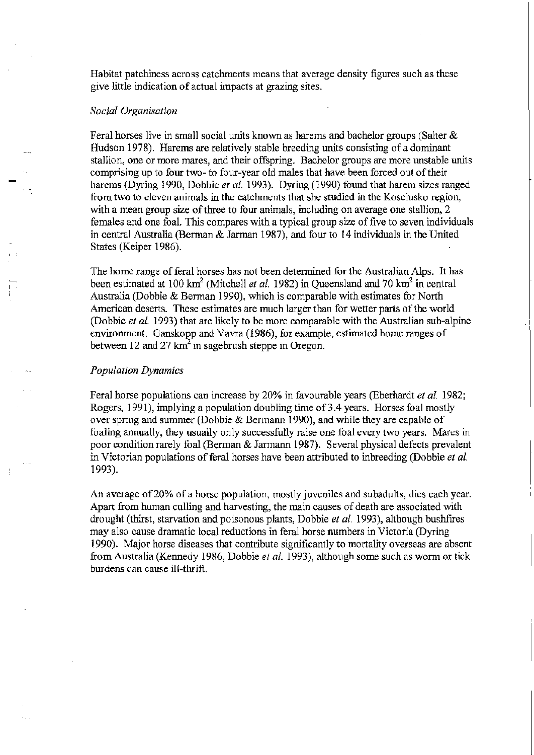Habitat patchiness across catchments means that average density figures such as these give little indication of actual impacts at grazing sites.

### *Social Organisation*

Feral horses live in small social units known as harems and bachelor groups (Salter & Hudson 1978). Harems are relatively stable breeding units consisting of a dominant stallion, one or more mares, and their offspring. Bachelor groups are more unstable units comprising up to four two- to four-year old males that have been forced out of their harems (Dyring 1990, Dobbie *et al.* 1993). Dyring (1990) found that harem sizes ranged from two to eleven animals in the catchments that she studied in the Kosciusko region, with a mean group size of three to four animals, including on average one stallion, 2 females and one foal. This compares with a typical group size of five to seven individuals in central Australia (Berman & Jarman 1987), and four to 14 individuals in the United States (Keiper 1986).

The home range of feral horses has not been determined for the Australian Alps. It has been estimated at 100 $km^2$ (Mitchell *et al.* 1982) in Queensland and 70 $km^2$ in central Australia (Dobbie & Berman 1990), which is comparable with estimates for North American deserts. These estimates are much larger than for wetter parts of the world (Dobbie *et al.* 1993) that are likely to be more comparable with the Australian sub-alpine environment. Ganskopp and Vavra (1986), for example, estimated home ranges of between 12 and 27 $km^2$ in sagebrush steppe in Oregon.

### *Population Dynamics*

Feral horse populations can increase by 20% in favourable years (Eberhardt *et al.* 1982; Rogers, 1991), implying a population doubling time of 3.4 years. Horses foal mostly over spring and summer (Dobbie & Bermann 1990), and while they are capable of foaling annually, they usually only successfully raise one foal every two years. Mares in poor condition rarely foal (Berman & Jarmann 1987). Several physical defects prevalent in Victorian populations of feral horses have been attributed to inbreeding (Dobbie *et al.* 1993).

An average of 20% of a horse population, mostly juveniles and subadults, dies each year. Apart from human culling and harvesting, the main causes of death are associated with drought (thirst, starvation and poisonous plants, Dobbie *et al.* 1993), although bushfires may also cause dramatic local reductions in feral horse numbers in Victoria (Dyring 1990). Major horse diseases that contribute significantly to mortality overseas are absent from Australia (Kennedy 1986, Dobbie *et al.* 1993), although some such as worm or tick burdens can cause ill-thrift.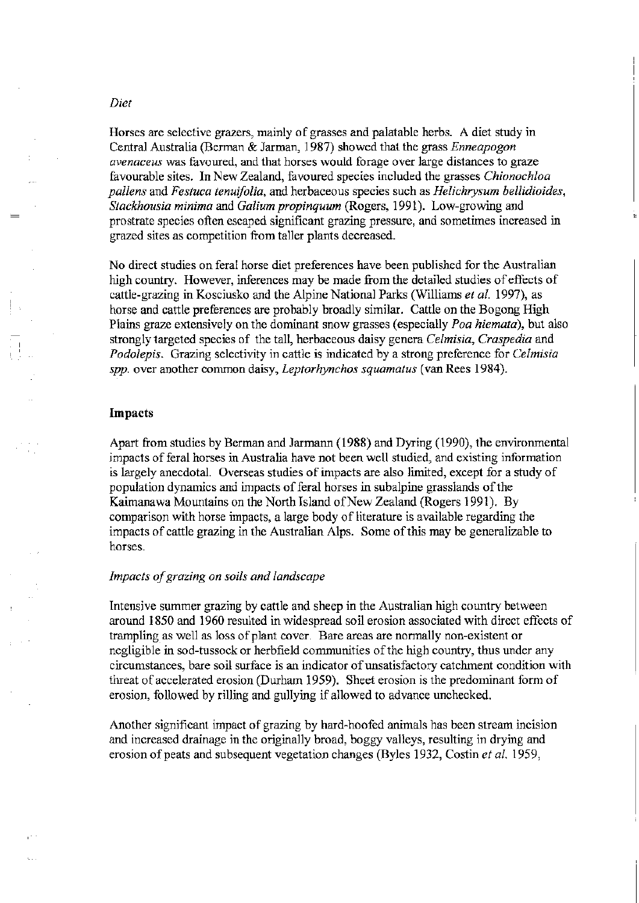*Diet*

Horses are selective grazers, mainly of grasses and palatable herbs. A diet study in Central Australia (Berman & Jarman, 1987) showed that the grass *Enneapogon avenaceus* was favoured, and that horses would forage over large distances to graze favourable sites. In New Zealand, favoured species included the grasses *Chionochloa pallens* and *Festuca tenuifolia*, and herbaceous species such as *Helichrysum bellidioides*, *Stackhousia minima* and *Galium propinquum* (Rogers, 1991). Low-growing and prostrate species often escaped significant grazing pressure, and sometimes increased in grazed sites as competition from taller plants decreased.

No direct studies on feral horse diet preferences have been published for the Australian high country. However, inferences may be made from the detailed studies of effects of cattle-grazing in Kosciusko and the Alpine National Parks (Williams *et al.* 1997), as horse and cattle preferences are probably broadly similar. Cattle on the Bogong High Plains graze extensively on the dominant snow grasses (especially *Poa hiemata*), but also strongly targeted species of the tall, herbaceous daisy genera *Celmisia, Craspedia* and *Podolepis*. Grazing selectivity in cattle is indicated by a strong preference for *Celmisia spp.* over another common daisy, *Leptorhynchos squamatus* (van Rees 1984).

## Impacts

Apart from studies by Berman and Jarmann (1988) and Dyring (1990), the environmental impacts of feral horses in Australia have not been well studied, and existing information is largely anecdotal. Overseas studies of impacts are also limited, except for a study of population dynamics and impacts of feral horses in subalpine grasslands of the Kaimanawa Mountains on the North Island of New Zealand (Rogers 1991). By comparison with horse impacts, a large body of literature is available regarding the impacts of cattle grazing in the Australian Alps. Some of this may be generalizable to horses.

*Impacts of grazing on soils and landscape*

Intensive summer grazing by cattle and sheep in the Australian high country between around 1850 and 1960 resulted in widespread soil erosion associated with direct effects of trampling as well as loss of plant cover. Bare areas are normally non-existent or negligible in sod-tussock or herbfield communities of the high country, thus under any circumstances, bare soil surface is an indicator of unsatisfactory catchment condition with threat of accelerated erosion (Durham 1959). Sheet erosion is the predominant form of erosion, followed by rilling and gullying if allowed to advance unchecked.

Another significant impact of grazing by hard-hoofed animals has been stream incision and increased drainage in the originally broad, boggy valleys, resulting in drying and erosion of peats and subsequent vegetation changes (Byles 1932, Costin *et al.* 1959,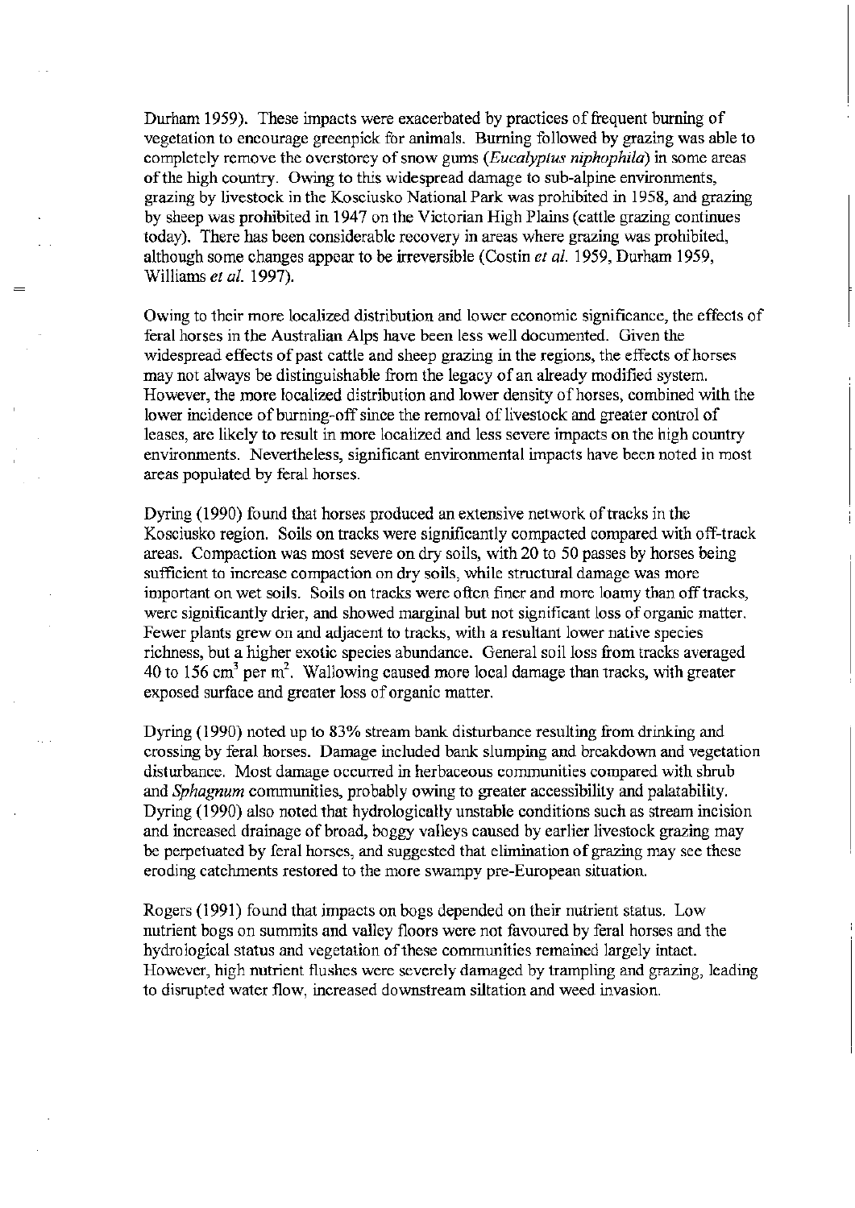Durham 1959). These impacts were exacerbated by practices of frequent burning of vegetation to encourage greenpick for animals. Burning followed by grazing was able to completely remove the overstorey of snow gums (*Eucalyptus niphophila*) in some areas of the high country. Owing to this widespread damage to sub-alpine environments, grazing by livestock in the Kosciusko National Park was prohibited in 1958, and grazing by sheep was prohibited in 1947 on the Victorian High Plains (cattle grazing continues today). There has been considerable recovery in areas where grazing was prohibited, although some changes appear to be irreversible (Costin *et al.* 1959, Durham 1959, Williams *et al.* 1997).

Owing to their more localized distribution and lower economic significance, the effects of feral horses in the Australian Alps have been less well documented. Given the widespread effects of past cattle and sheep grazing in the regions, the effects of horses may not always be distinguishable from the legacy of an already modified system. However, the more localized distribution and lower density of horses, combined with the lower incidence of burning-off since the removal of livestock and greater control of leases, are likely to result in more localized and less severe impacts on the high country environments. Nevertheless, significant environmental impacts have been noted in most areas populated by feral horses.

Dyring (1990) found that horses produced an extensive network of tracks in the Kosciusko region. Soils on tracks were significantly compacted compared with off-track areas. Compaction was most severe on dry soils, with 20 to 50 passes by horses being sufficient to increase compaction on dry soils, while structural damage was more important on wet soils. Soils on tracks were often finer and more loamy than off tracks, were significantly drier, and showed marginal but not significant loss of organic matter. Fewer plants grew on and adjacent to tracks, with a resultant lower native species richness, but a higher exotic species abundance. General soil loss from tracks averaged 40 to 156 $cm^3$ per $m^2$. Wallowing caused more local damage than tracks, with greater exposed surface and greater loss of organic matter.

Dyring (1990) noted up to 83% stream bank disturbance resulting from drinking and crossing by feral horses. Damage included bank slumping and breakdown and vegetation disturbance. Most damage occurred in herbaceous communities compared with shrub and *Sphagnum* communities, probably owing to greater accessibility and palatability. Dyring (1990) also noted that hydrologically unstable conditions such as stream incision and increased drainage of broad, boggy valleys caused by earlier livestock grazing may be perpetuated by feral horses, and suggested that elimination of grazing may see these eroding catchments restored to the more swampy pre-European situation.

Rogers (1991) found that impacts on bogs depended on their nutrient status. Low nutrient bogs on summits and valley floors were not favoured by feral horses and the hydrological status and vegetation of these communities remained largely intact. However, high nutrient flushes were severely damaged by trampling and grazing, leading to disrupted water flow, increased downstream siltation and weed invasion.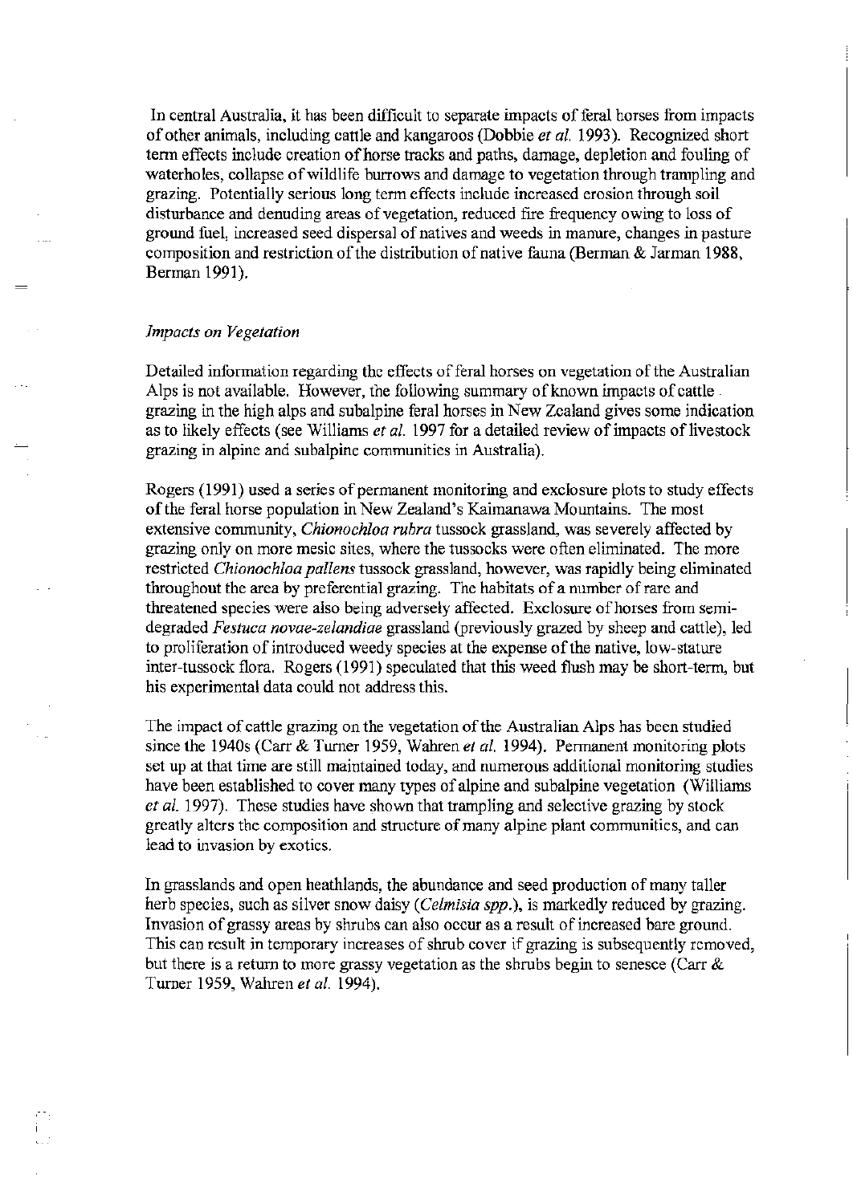In central Australia, it has been difficult to separate impacts of feral horses from impacts of other animals, including cattle and kangaroos (Dobbie *et al.* 1993). Recognized short term effects include creation of horse tracks and paths, damage, depletion and fouling of waterholes, collapse of wildlife burrows and damage to vegetation through trampling and grazing. Potentially serious long term effects include increased erosion through soil disturbance and denuding areas of vegetation, reduced fire frequency owing to loss of ground fuel, increased seed dispersal of natives and weeds in manure, changes in pasture composition and restriction of the distribution of native fauna (Berman & Jarman 1988, Berman 1991).

### *Impacts on Vegetation*

Detailed information regarding the effects of feral horses on vegetation of the Australian Alps is not available. However, the following summary of known impacts of cattle grazing in the high alps and subalpine feral horses in New Zealand gives some indication as to likely effects (see Williams *et al.* 1997 for a detailed review of impacts of livestock grazing in alpine and subalpine communities in Australia).

Rogers (1991) used a series of permanent monitoring and exclosure plots to study effects of the feral horse population in New Zealand's Kaimanawa Mountains. The most extensive community, *Chionochloa rubra* tussock grassland, was severely affected by grazing only on more mesic sites, where the tussocks were often eliminated. The more restricted *Chionochloa pallens* tussock grassland, however, was rapidly being eliminated throughout the area by preferential grazing. The habitats of a number of rare and threatened species were also being adversely affected. Exclosure of horses from semi-degraded *Festuca novae-zelandiae* grassland (previously grazed by sheep and cattle), led to proliferation of introduced weedy species at the expense of the native, low-stature inter-tussock flora. Rogers (1991) speculated that this weed flush may be short-term, but his experimental data could not address this.

The impact of cattle grazing on the vegetation of the Australian Alps has been studied since the 1940s (Carr & Turner 1959, Wahren *et al.* 1994). Permanent monitoring plots set up at that time are still maintained today, and numerous additional monitoring studies have been established to cover many types of alpine and subalpine vegetation (Williams *et al.* 1997). These studies have shown that trampling and selective grazing by stock greatly alters the composition and structure of many alpine plant communities, and can lead to invasion by exotics.

In grasslands and open heathlands, the abundance and seed production of many taller herb species, such as silver snow daisy (*Celmisia spp.*), is markedly reduced by grazing. Invasion of grassy areas by shrubs can also occur as a result of increased bare ground. This can result in temporary increases of shrub cover if grazing is subsequently removed, but there is a return to more grassy vegetation as the shrubs begin to senesce (Carr & Turner 1959, Wahren *et al.* 1994).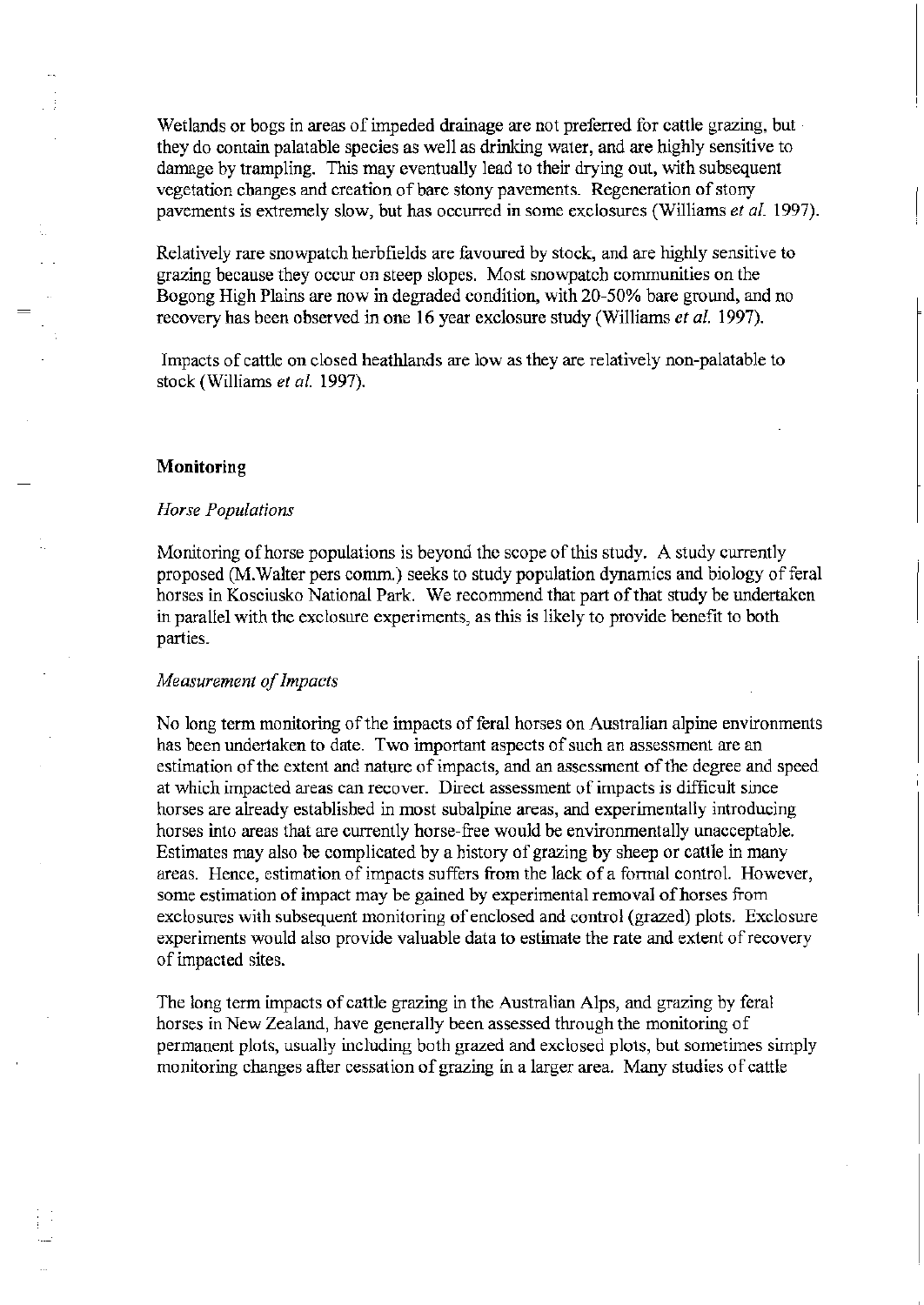Wetlands or bogs in areas of impeded drainage are not preferred for cattle grazing, but they do contain palatable species as well as drinking water, and are highly sensitive to damage by trampling. This may eventually lead to their drying out, with subsequent vegetation changes and creation of bare stony pavements. Regeneration of stony pavements is extremely slow, but has occurred in some exclosures (Williams *et al.* 1997).

Relatively rare snowpatch herbfields are favoured by stock, and are highly sensitive to grazing because they occur on steep slopes. Most snowpatch communities on the Bogong High Plains are now in degraded condition, with 20-50% bare ground, and no recovery has been observed in one 16 year exclosure study (Williams *et al.* 1997).

Impacts of cattle on closed heathlands are low as they are relatively non-palatable to stock (Williams *et al.* 1997).

## Monitoring

### *Horse Populations*

Monitoring of horse populations is beyond the scope of this study. A study currently proposed (M.Walter pers comm.) seeks to study population dynamics and biology of feral horses in Kosciusko National Park. We recommend that part of that study be undertaken in parallel with the exclosure experiments, as this is likely to provide benefit to both parties.

### *Measurement of Impacts*

No long term monitoring of the impacts of feral horses on Australian alpine environments has been undertaken to date. Two important aspects of such an assessment are an estimation of the extent and nature of impacts, and an assessment of the degree and speed at which impacted areas can recover. Direct assessment of impacts is difficult since horses are already established in most subalpine areas, and experimentally introducing horses into areas that are currently horse-free would be environmentally unacceptable. Estimates may also be complicated by a history of grazing by sheep or cattle in many areas. Hence, estimation of impacts suffers from the lack of a formal control. However, some estimation of impact may be gained by experimental removal of horses from exclosures with subsequent monitoring of enclosed and control (grazed) plots. Exclosure experiments would also provide valuable data to estimate the rate and extent of recovery of impacted sites.

The long term impacts of cattle grazing in the Australian Alps, and grazing by feral horses in New Zealand, have generally been assessed through the monitoring of permanent plots, usually including both grazed and exclosed plots, but sometimes simply monitoring changes after cessation of grazing in a larger area. Many studies of cattle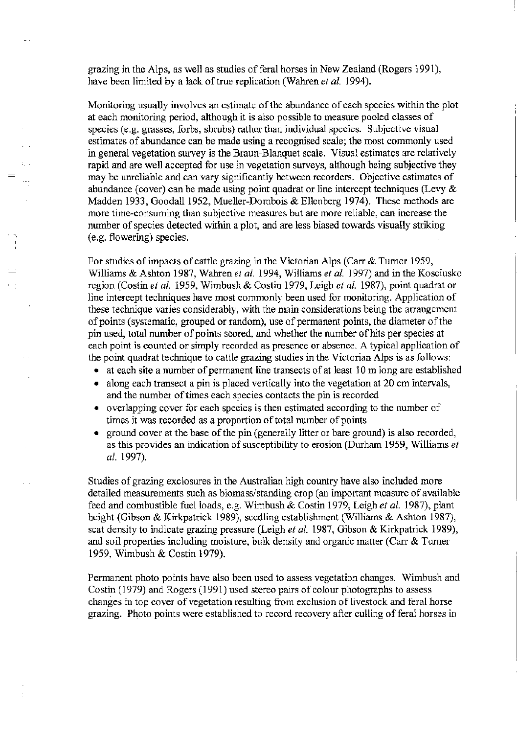grazing in the Alps, as well as studies of feral horses in New Zealand (Rogers 1991), have been limited by a lack of true replication (Wahren *et al.* 1994).

Monitoring usually involves an estimate of the abundance of each species within the plot at each monitoring period, although it is also possible to measure pooled classes of species (e.g. grasses, forbs, shrubs) rather than individual species. Subjective visual estimates of abundance can be made using a recognised scale; the most commonly used in general vegetation survey is the Braun-Blanquet scale. Visual estimates are relatively rapid and are well accepted for use in vegetation surveys, although being subjective they may be unreliable and can vary significantly between recorders. Objective estimates of abundance (cover) can be made using point quadrat or line intercept techniques (Levy & Madden 1933, Goodall 1952, Mueller-Dombois & Ellenberg 1974). These methods are more time-consuming than subjective measures but are more reliable, can increase the number of species detected within a plot, and are less biased towards visually striking (e.g. flowering) species.

For studies of impacts of cattle grazing in the Victorian Alps (Carr & Turner 1959, Williams & Ashton 1987, Wahren *et al.* 1994, Williams *et al.* 1997) and in the Kosciusko region (Costin *et al.* 1959, Wimbush & Costin 1979, Leigh *et al.* 1987), point quadrat or line intercept techniques have most commonly been used for monitoring. Application of these technique varies considerably, with the main considerations being the arrangement of points (systematic, grouped or random), use of permanent points, the diameter of the pin used, total number of points scored, and whether the number of hits per species at each point is counted or simply recorded as presence or absence. A typical application of the point quadrat technique to cattle grazing studies in the Victorian Alps is as follows:

- at each site a number of permanent line transects of at least 10 m long are established
- along each transect a pin is placed vertically into the vegetation at 20 cm intervals, and the number of times each species contacts the pin is recorded
- overlapping cover for each species is then estimated according to the number of times it was recorded as a proportion of total number of points
- ground cover at the base of the pin (generally litter or bare ground) is also recorded, as this provides an indication of susceptibility to erosion (Durham 1959, Williams *et al.* 1997).

Studies of grazing exclosures in the Australian high country have also included more detailed measurements such as biomass/standing crop (an important measure of available feed and combustible fuel loads, e.g. Wimbush & Costin 1979, Leigh *et al.* 1987), plant height (Gibson & Kirkpatrick 1989), seedling establishment (Williams & Ashton 1987), scat density to indicate grazing pressure (Leigh *et al.* 1987, Gibson & Kirkpatrick 1989), and soil properties including moisture, bulk density and organic matter (Carr & Turner 1959, Wimbush & Costin 1979).

Permanent photo points have also been used to assess vegetation changes. Wimbush and Costin (1979) and Rogers (1991) used stereo pairs of colour photographs to assess changes in top cover of vegetation resulting from exclusion of livestock and feral horse grazing. Photo points were established to record recovery after culling of feral horses in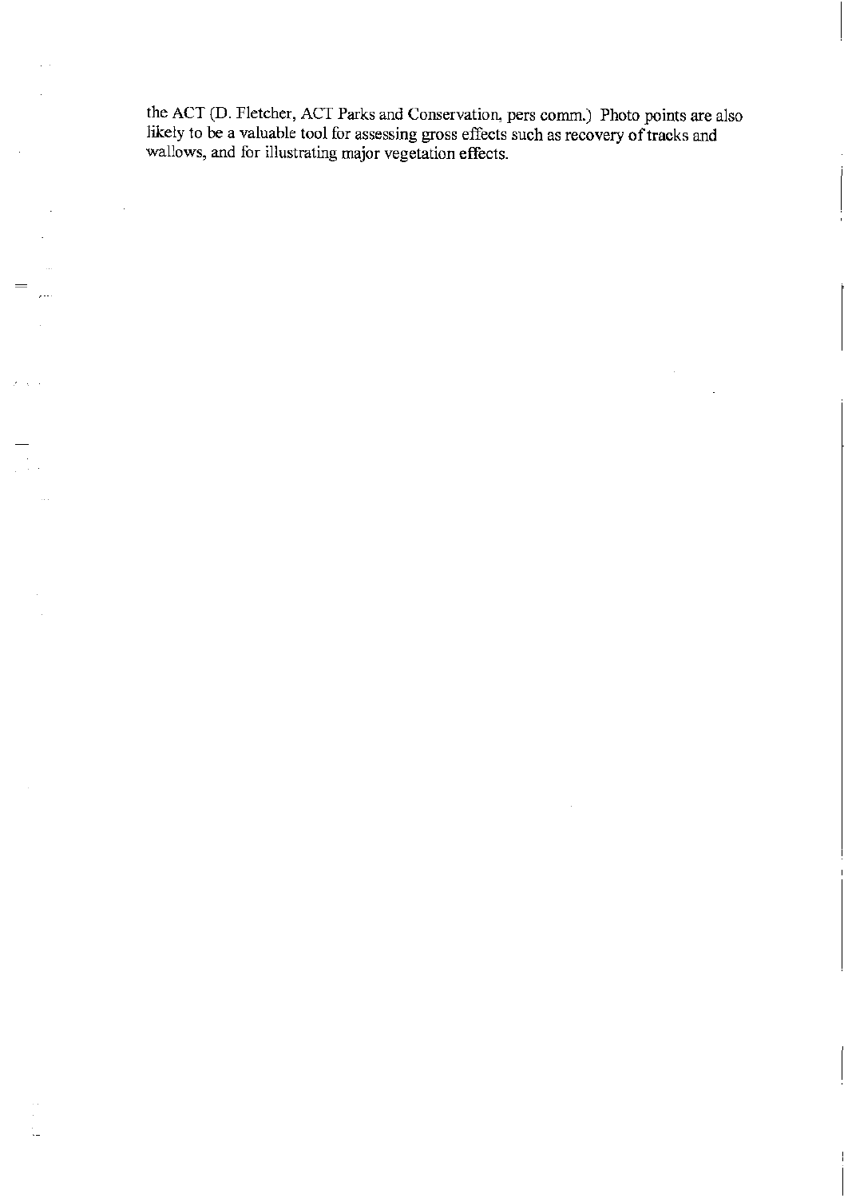the ACT (D. Fletcher, ACT Parks and Conservation, pers comm.) Photo points are also likely to be a valuable tool for assessing gross effects such as recovery of tracks and wallows, and for illustrating major vegetation effects.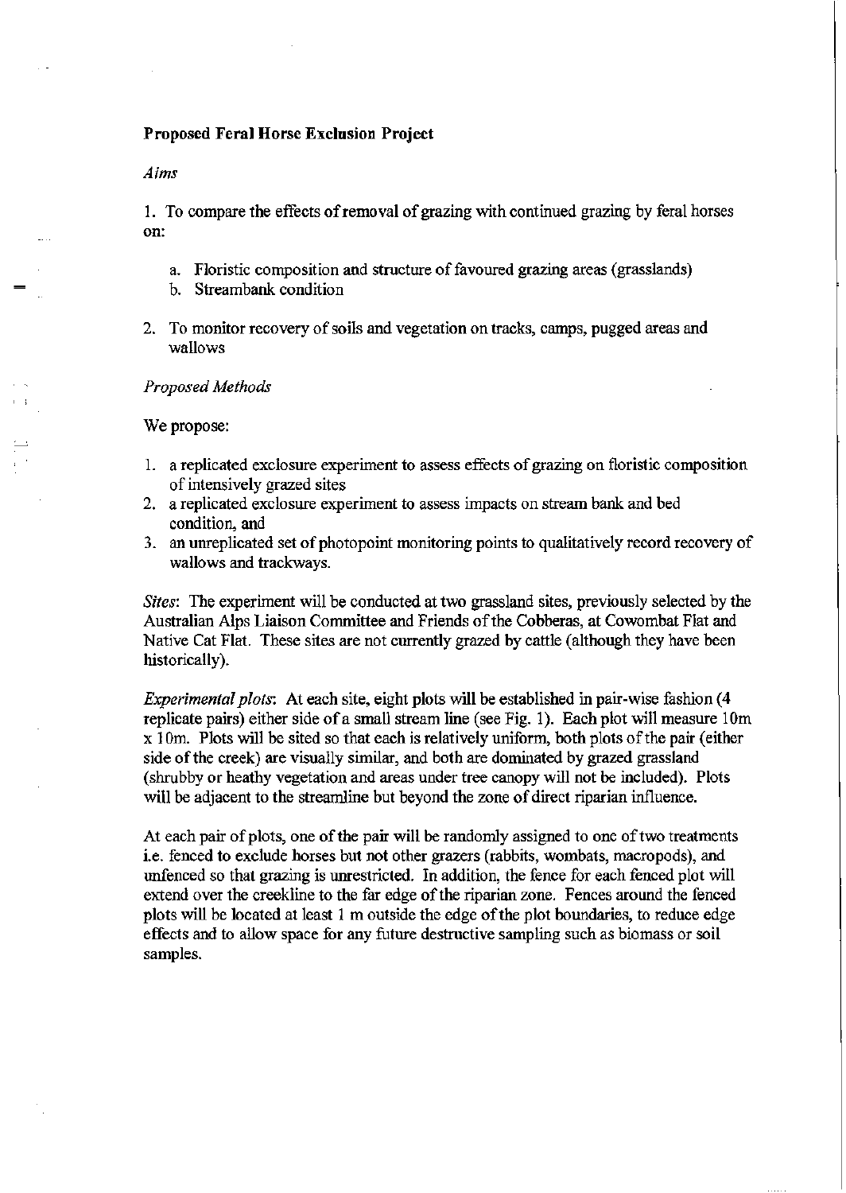**Proposed Feral Horse Exclusion Project**

*Aims*

1. To compare the effects of removal of grazing with continued grazing by feral horses on:

   a. Floristic composition and structure of favoured grazing areas (grasslands)
   b. Streambank condition

2. To monitor recovery of soils and vegetation on tracks, camps, pugged areas and wallows

*Proposed Methods*

We propose:

1. a replicated exclosure experiment to assess effects of grazing on floristic composition of intensively grazed sites
2. a replicated exclosure experiment to assess impacts on stream bank and bed condition, and
3. an unreplicated set of photopoint monitoring points to qualitatively record recovery of wallows and trackways.

*Sites*: The experiment will be conducted at two grassland sites, previously selected by the Australian Alps Liaison Committee and Friends of the Cobberas, at Cowombat Flat and Native Cat Flat. These sites are not currently grazed by cattle (although they have been historically).

*Experimental plots*: At each site, eight plots will be established in pair-wise fashion (4 replicate pairs) either side of a small stream line (see Fig. 1). Each plot will measure 10m x 10m. Plots will be sited so that each is relatively uniform, both plots of the pair (either side of the creek) are visually similar, and both are dominated by grazed grassland (shrubby or heathy vegetation and areas under tree canopy will not be included). Plots will be adjacent to the streamline but beyond the zone of direct riparian influence.

At each pair of plots, one of the pair will be randomly assigned to one of two treatments i.e. fenced to exclude horses but not other grazers (rabbits, wombats, macropods), and unfenced so that grazing is unrestricted. In addition, the fence for each fenced plot will extend over the creekline to the far edge of the riparian zone. Fences around the fenced plots will be located at least 1 m outside the edge of the plot boundaries, to reduce edge effects and to allow space for any future destructive sampling such as biomass or soil samples.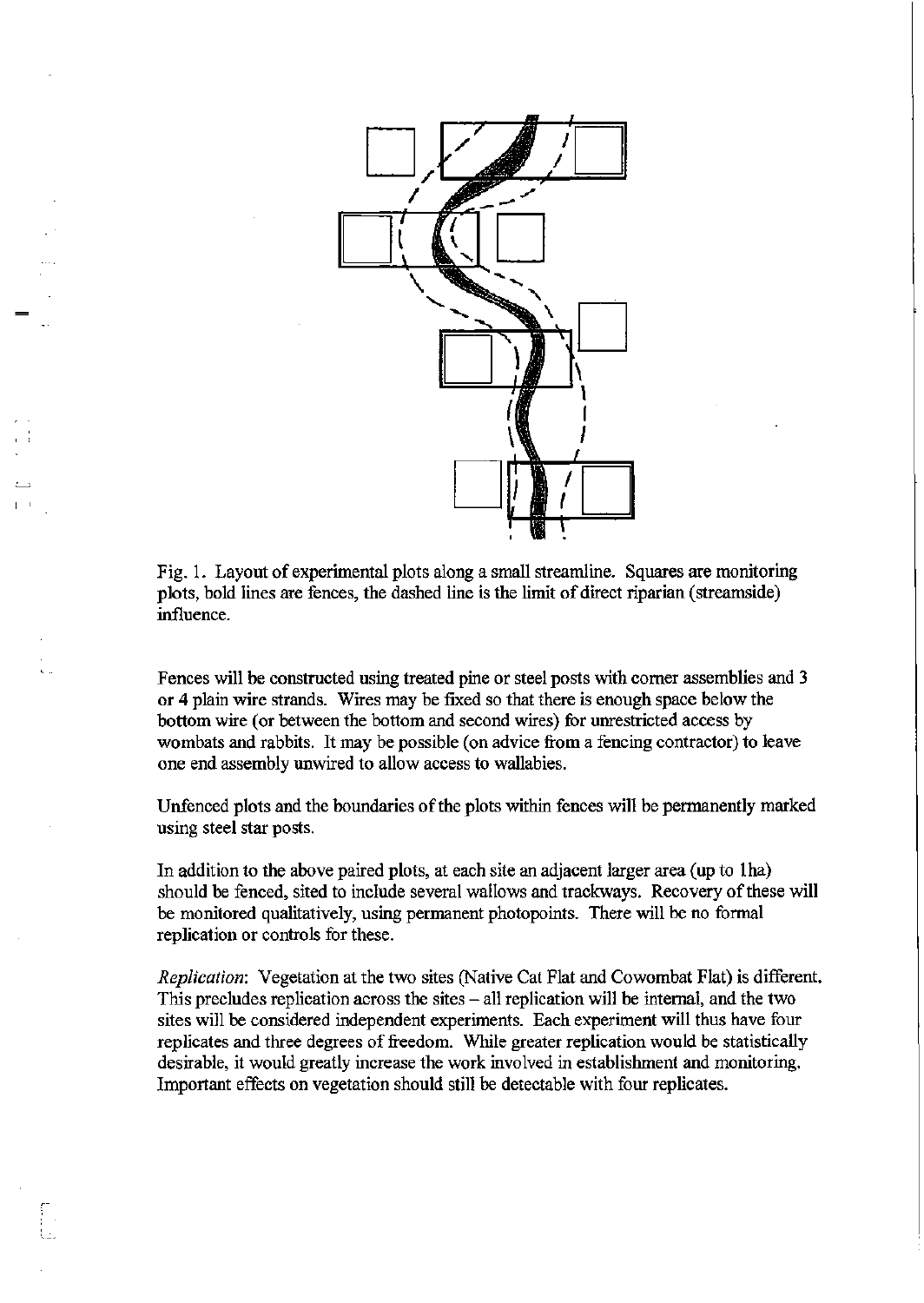Fig. 1. Layout of experimental plots along a small streamline. Squares are monitoring plots, bold lines are fences, the dashed line is the limit of direct riparian (streamside) influence.

Fences will be constructed using treated pine or steel posts with corner assemblies and 3 or 4 plain wire strands. Wires may be fixed so that there is enough space below the bottom wire (or between the bottom and second wires) for unrestricted access by wombats and rabbits. It may be possible (on advice from a fencing contractor) to leave one end assembly unwired to allow access to wallabies.

Unfenced plots and the boundaries of the plots within fences will be permanently marked using steel star posts.

In addition to the above paired plots, at each site an adjacent larger area (up to 1ha) should be fenced, sited to include several wallows and trackways. Recovery of these will be monitored qualitatively, using permanent photopoints. There will be no formal replication or controls for these.

*Replication*: Vegetation at the two sites (Native Cat Flat and Cowombat Flat) is different. This precludes replication across the sites – all replication will be internal, and the two sites will be considered independent experiments. Each experiment will thus have four replicates and three degrees of freedom. While greater replication would be statistically desirable, it would greatly increase the work involved in establishment and monitoring. Important effects on vegetation should still be detectable with four replicates.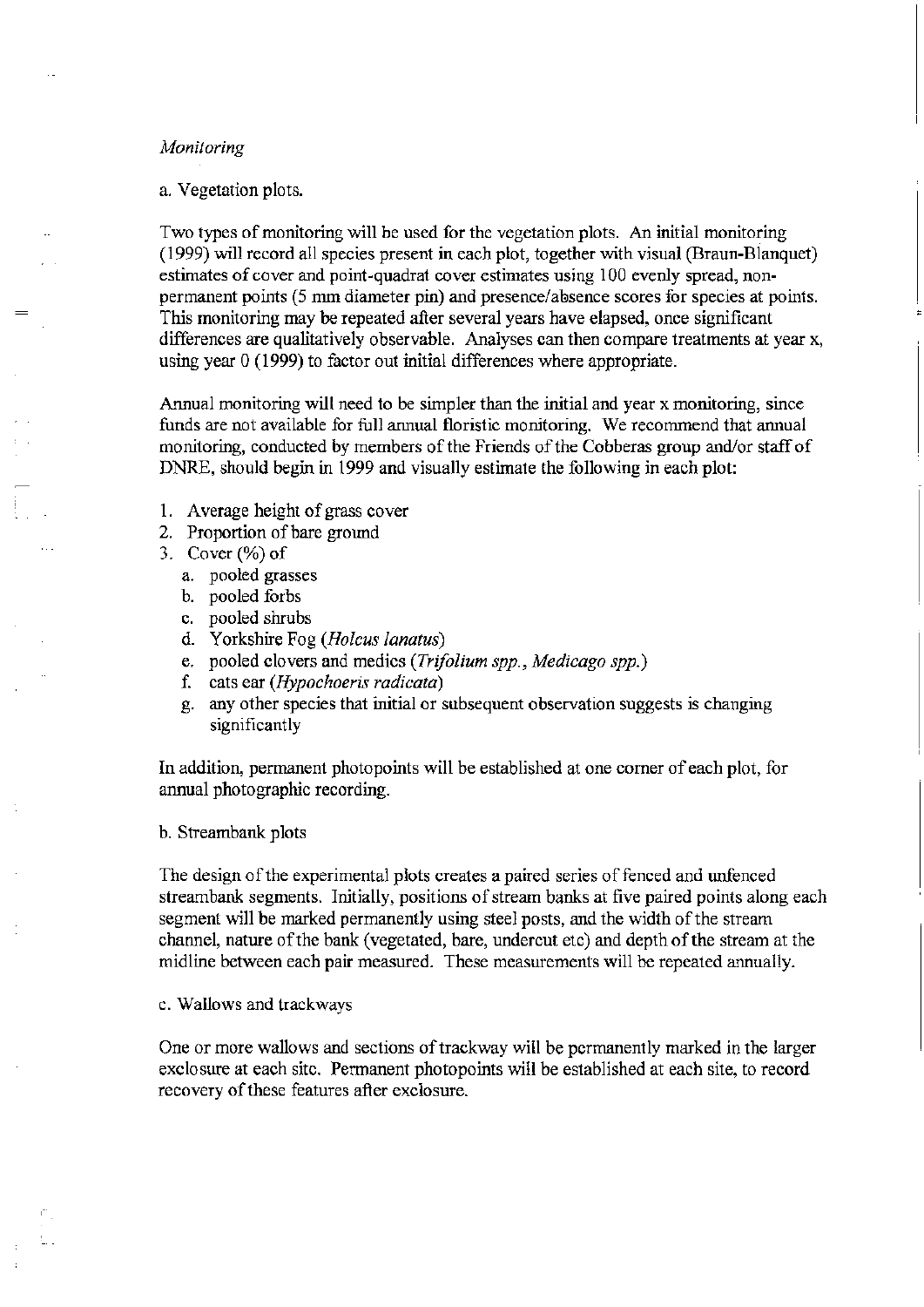*Monitoring*

a. Vegetation plots.

Two types of monitoring will be used for the vegetation plots. An initial monitoring (1999) will record all species present in each plot, together with visual (Braun-Blanquet) estimates of cover and point-quadrat cover estimates using 100 evenly spread, non-permanent points (5 mm diameter pin) and presence/absence scores for species at points. This monitoring may be repeated after several years have elapsed, once significant differences are qualitatively observable. Analyses can then compare treatments at year x, using year 0 (1999) to factor out initial differences where appropriate.

Annual monitoring will need to be simpler than the initial and year x monitoring, since funds are not available for full annual floristic monitoring. We recommend that annual monitoring, conducted by members of the Friends of the Cobberas group and/or staff of DNRE, should begin in 1999 and visually estimate the following in each plot:

1. Average height of grass cover
2. Proportion of bare ground
3. Cover (%) of
   a. pooled grasses
   b. pooled forbs
   c. pooled shrubs
   d. Yorkshire Fog (*Holcus lanatus*)
   e. pooled clovers and medics (*Trifolium spp., Medicago spp.*)
   f. cats ear (*Hypochoeris radicata*)
   g. any other species that initial or subsequent observation suggests is changing significantly

In addition, permanent photopoints will be established at one corner of each plot, for annual photographic recording.

b. Streambank plots

The design of the experimental plots creates a paired series of fenced and unfenced streambank segments. Initially, positions of stream banks at five paired points along each segment will be marked permanently using steel posts, and the width of the stream channel, nature of the bank (vegetated, bare, undercut etc) and depth of the stream at the midline between each pair measured. These measurements will be repeated annually.

c. Wallows and trackways

One or more wallows and sections of trackway will be permanently marked in the larger exclosure at each site. Permanent photopoints will be established at each site, to record recovery of these features after exclosure.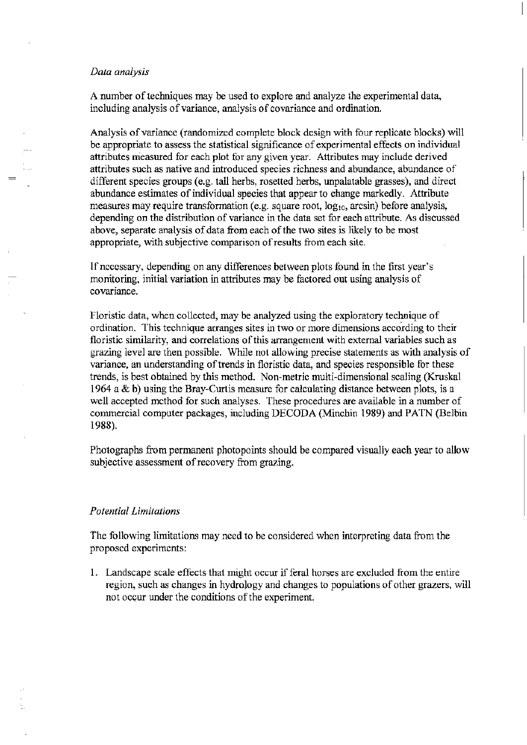*Data analysis*

A number of techniques may be used to explore and analyze the experimental data, including analysis of variance, analysis of covariance and ordination.

Analysis of variance (randomized complete block design with four replicate blocks) will be appropriate to assess the statistical significance of experimental effects on individual attributes measured for each plot for any given year. Attributes may include derived attributes such as native and introduced species richness and abundance, abundance of different species groups (e.g. tall herbs, rosetted herbs, unpalatable grasses), and direct abundance estimates of individual species that appear to change markedly. Attribute measures may require transformation (e.g. square root, $\log_{10}$, arcsin) before analysis, depending on the distribution of variance in the data set for each attribute. As discussed above, separate analysis of data from each of the two sites is likely to be most appropriate, with subjective comparison of results from each site.

If necessary, depending on any differences between plots found in the first year's monitoring, initial variation in attributes may be factored out using analysis of covariance.

Floristic data, when collected, may be analyzed using the exploratory technique of ordination. This technique arranges sites in two or more dimensions according to their floristic similarity, and correlations of this arrangement with external variables such as grazing level are then possible. While not allowing precise statements as with analysis of variance, an understanding of trends in floristic data, and species responsible for these trends, is best obtained by this method. Non-metric multi-dimensional scaling (Kruskal 1964 a & b) using the Bray-Curtis measure for calculating distance between plots, is a well accepted method for such analyses. These procedures are available in a number of commercial computer packages, including DECODA (Minchin 1989) and PATN (Belbin 1988).

Photographs from permanent photopoints should be compared visually each year to allow subjective assessment of recovery from grazing.

*Potential Limitations*

The following limitations may need to be considered when interpreting data from the proposed experiments:

1. Landscape scale effects that might occur if feral horses are excluded from the entire region, such as changes in hydrology and changes to populations of other grazers, will not occur under the conditions of the experiment.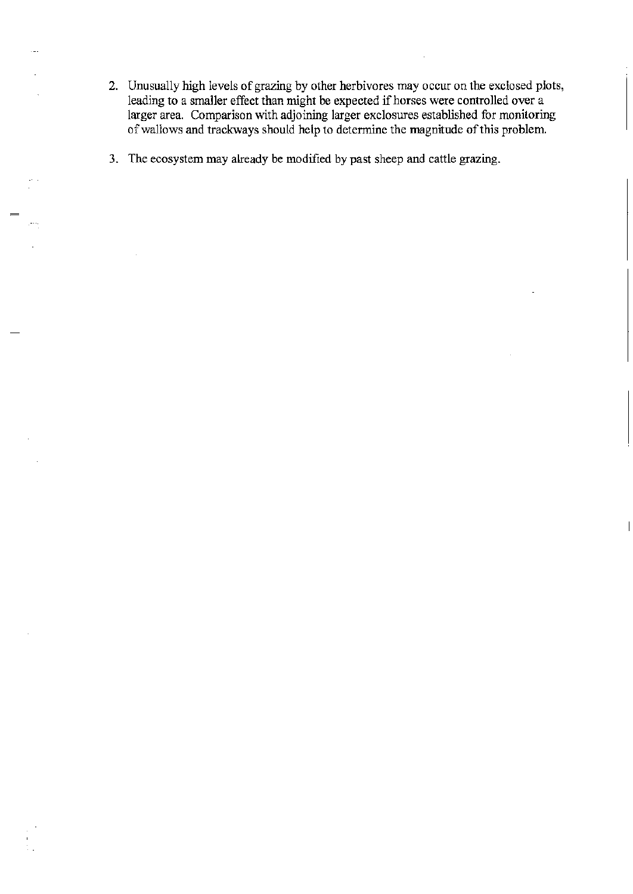2. Unusually high levels of grazing by other herbivores may occur on the exclosed plots, leading to a smaller effect than might be expected if horses were controlled over a larger area. Comparison with adjoining larger exclosures established for monitoring of wallows and trackways should help to determine the magnitude of this problem.

3. The ecosystem may already be modified by past sheep and cattle grazing.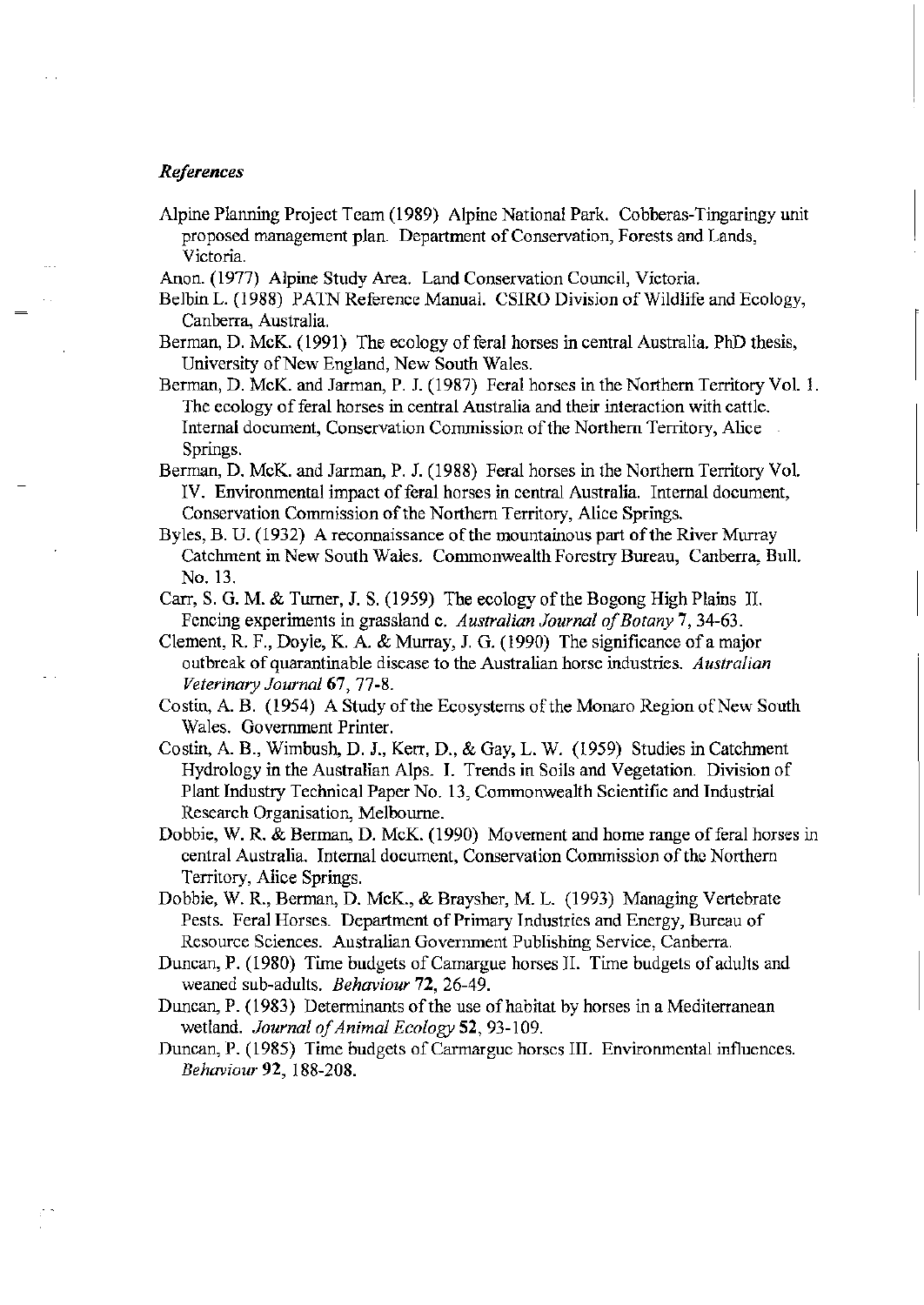### *References*

Alpine Planning Project Team (1989) Alpine National Park. Cobberas-Tingaringy unit proposed management plan. Department of Conservation, Forests and Lands, Victoria.

Anon. (1977) Alpine Study Area. Land Conservation Council, Victoria.

Belbin L. (1988) PATN Reference Manual. CSIRO Division of Wildlife and Ecology, Canberra, Australia.

Berman, D. McK. (1991) The ecology of feral horses in central Australia. PhD thesis, University of New England, New South Wales.

Berman, D. McK. and Jarman, P. J. (1987) Feral horses in the Northern Territory Vol. 1. The ecology of feral horses in central Australia and their interaction with cattle. Internal document, Conservation Commission of the Northern Territory, Alice Springs.

Berman, D. McK. and Jarman, P. J. (1988) Feral horses in the Northern Territory Vol. IV. Environmental impact of feral horses in central Australia. Internal document, Conservation Commission of the Northern Territory, Alice Springs.

Byles, B. U. (1932) A reconnaissance of the mountainous part of the River Murray Catchment in New South Wales. Commonwealth Forestry Bureau, Canberra, Bull. No. 13.

Carr, S. G. M. & Turner, J. S. (1959) The ecology of the Bogong High Plains II. Fencing experiments in grassland c. *Australian Journal of Botany* **7**, 34-63.

Clement, R. F., Doyle, K. A. & Murray, J. G. (1990) The significance of a major outbreak of quarantinable disease to the Australian horse industries. *Australian Veterinary Journal* **67**, 77-8.

Costin, A. B. (1954) A Study of the Ecosystems of the Monaro Region of New South Wales. Government Printer.

Costin, A. B., Wimbush, D. J., Kerr, D., & Gay, L. W. (1959) Studies in Catchment Hydrology in the Australian Alps. I. Trends in Soils and Vegetation. Division of Plant Industry Technical Paper No. 13, Commonwealth Scientific and Industrial Research Organisation, Melbourne.

Dobbie, W. R. & Berman, D. McK. (1990) Movement and home range of feral horses in central Australia. Internal document, Conservation Commission of the Northern Territory, Alice Springs.

Dobbie, W. R., Berman, D. McK., & Braysher, M. L. (1993) Managing Vertebrate Pests. Feral Horses. Department of Primary Industries and Energy, Bureau of Resource Sciences. Australian Government Publishing Service, Canberra.

Duncan, P. (1980) Time budgets of Camargue horses II. Time budgets of adults and weaned sub-adults. *Behaviour* **72**, 26-49.

Duncan, P. (1983) Determinants of the use of habitat by horses in a Mediterranean wetland. *Journal of Animal Ecology* **52**, 93-109.

Duncan, P. (1985) Time budgets of Carmargue horses III. Environmental influences. *Behaviour* **92**, 188-208.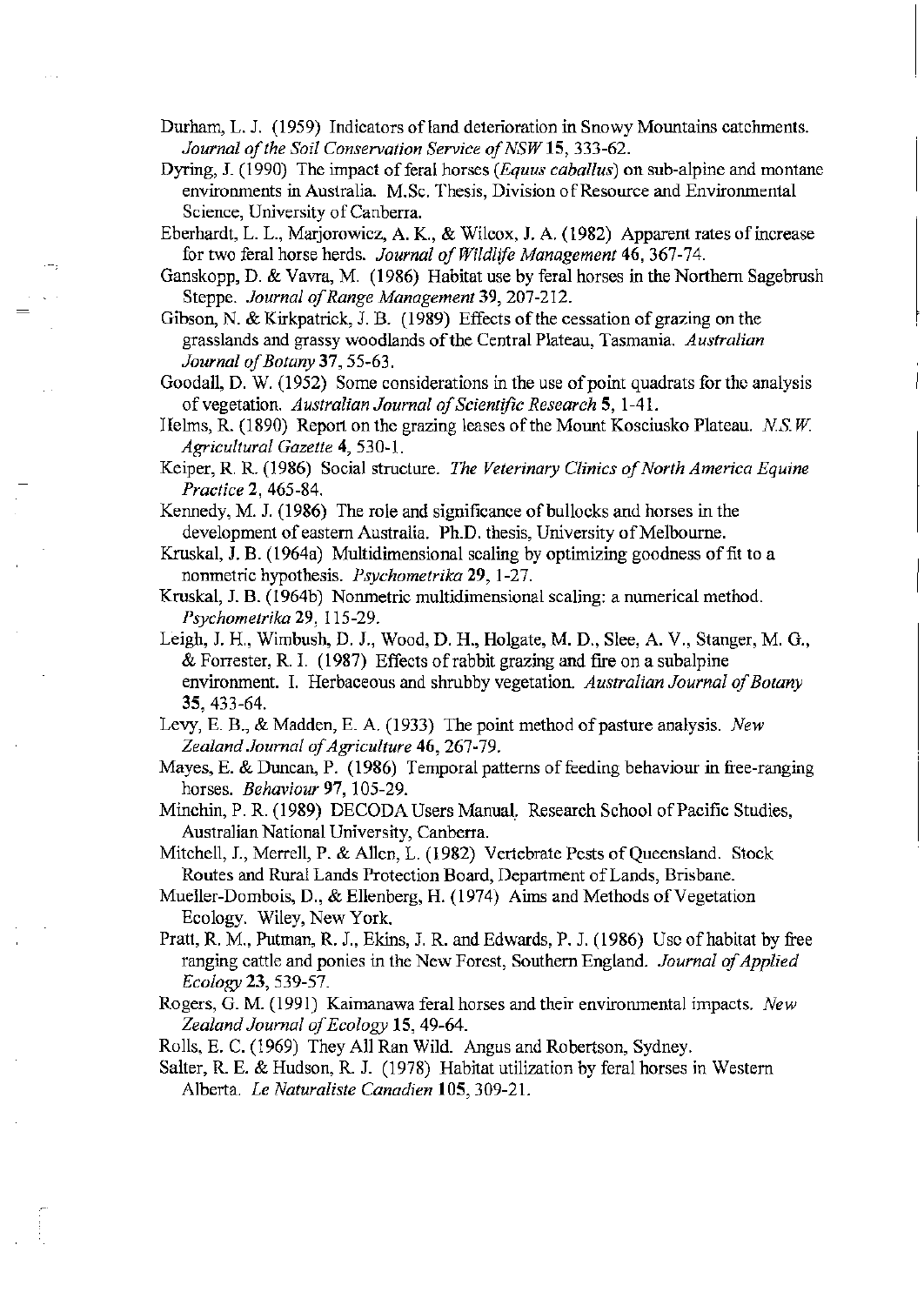Durham, L. J. (1959) Indicators of land deterioration in Snowy Mountains catchments. *Journal of the Soil Conservation Service of NSW* **15**, 333-62.

Dyring, J. (1990) The impact of feral horses (*Equus caballus*) on sub-alpine and montane environments in Australia. M.Sc. Thesis, Division of Resource and Environmental Science, University of Canberra.

Eberhardt, L. L., Marjorowicz, A. K., & Wilcox, J. A. (1982) Apparent rates of increase for two feral horse herds. *Journal of Wildlife Management* **46**, 367-74.

Ganskopp, D. & Vavra, M. (1986) Habitat use by feral horses in the Northern Sagebrush Steppe. *Journal of Range Management* **39**, 207-212.

Gibson, N. & Kirkpatrick, J. B. (1989) Effects of the cessation of grazing on the grasslands and grassy woodlands of the Central Plateau, Tasmania. *Australian Journal of Botany* **37**, 55-63.

Goodall, D. W. (1952) Some considerations in the use of point quadrats for the analysis of vegetation. *Australian Journal of Scientific Research* **5**, 1-41.

Helms, R. (1890) Report on the grazing leases of the Mount Kosciusko Plateau. *N.S.W. Agricultural Gazette* **4**, 530-1.

Keiper, R. R. (1986) Social structure. *The Veterinary Clinics of North America Equine Practice* **2**, 465-84.

Kennedy, M. J. (1986) The role and significance of bullocks and horses in the development of eastern Australia. Ph.D. thesis, University of Melbourne.

Kruskal, J. B. (1964a) Multidimensional scaling by optimizing goodness of fit to a nonmetric hypothesis. *Psychometrika* **29**, 1-27.

Kruskal, J. B. (1964b) Nonmetric multidimensional scaling: a numerical method. *Psychometrika* **29**, 115-29.

Leigh, J. H., Wimbush, D. J., Wood, D. H., Holgate, M. D., Slee, A. V., Stanger, M. G., & Forrester, R. I. (1987) Effects of rabbit grazing and fire on a subalpine environment. I. Herbaceous and shrubby vegetation. *Australian Journal of Botany* **35**, 433-64.

Levy, E. B., & Madden, E. A. (1933) The point method of pasture analysis. *New Zealand Journal of Agriculture* **46**, 267-79.

Mayes, E. & Duncan, P. (1986) Temporal patterns of feeding behaviour in free-ranging horses. *Behaviour* **97**, 105-29.

Minchin, P. R. (1989) DECODA Users Manual. Research School of Pacific Studies, Australian National University, Canberra.

Mitchell, J., Merrell, P. & Allen, L. (1982) Vertebrate Pests of Queensland. Stock Routes and Rural Lands Protection Board, Department of Lands, Brisbane.

Mueller-Dombois, D., & Ellenberg, H. (1974) Aims and Methods of Vegetation Ecology. Wiley, New York.

Pratt, R. M., Putman, R. J., Ekins, J. R. and Edwards, P. J. (1986) Use of habitat by free ranging cattle and ponies in the New Forest, Southern England. *Journal of Applied Ecology* **23**, 539-57.

Rogers, G. M. (1991) Kaimanawa feral horses and their environmental impacts. *New Zealand Journal of Ecology* **15**, 49-64.

Rolls, E. C. (1969) They All Ran Wild. Angus and Robertson, Sydney.

Salter, R. E. & Hudson, R. J. (1978) Habitat utilization by feral horses in Western Alberta. *Le Naturaliste Canadien* **105**, 309-21.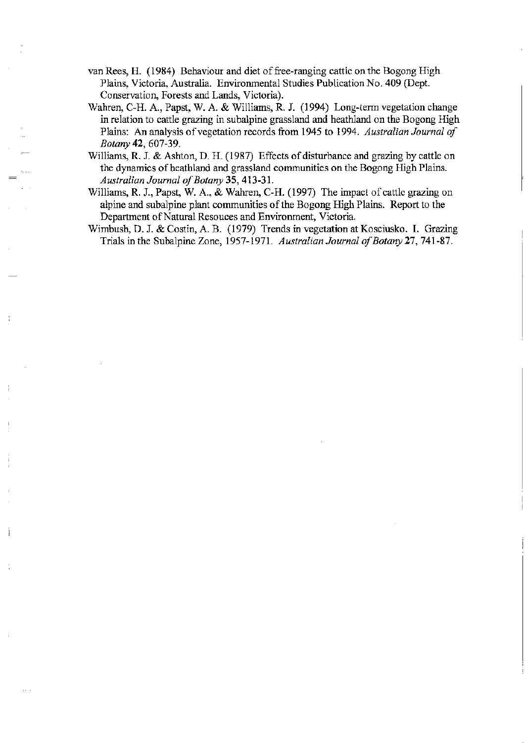van Rees, H. (1984) Behaviour and diet of free-ranging cattle on the Bogong High Plains, Victoria, Australia. Environmental Studies Publication No. 409 (Dept. Conservation, Forests and Lands, Victoria).

Wahren, C-H. A., Papst, W. A. & Williams, R. J. (1994) Long-term vegetation change in relation to cattle grazing in subalpine grassland and heathland on the Bogong High Plains: An analysis of vegetation records from 1945 to 1994. *Australian Journal of Botany* **42**, 607-39.

Williams, R. J. & Ashton, D. H. (1987) Effects of disturbance and grazing by cattle on the dynamics of heathland and grassland communities on the Bogong High Plains. *Australian Journal of Botany* **35**, 413-31.

Williams, R. J., Papst, W. A., & Wahren, C-H. (1997) The impact of cattle grazing on alpine and subalpine plant communities of the Bogong High Plains. Report to the Department of Natural Resouces and Environment, Victoria.

Wimbush, D. J. & Costin, A. B. (1979) Trends in vegetation at Kosciusko. I. Grazing Trials in the Subalpine Zone, 1957-1971. *Australian Journal of Botany* **27**, 741-87.